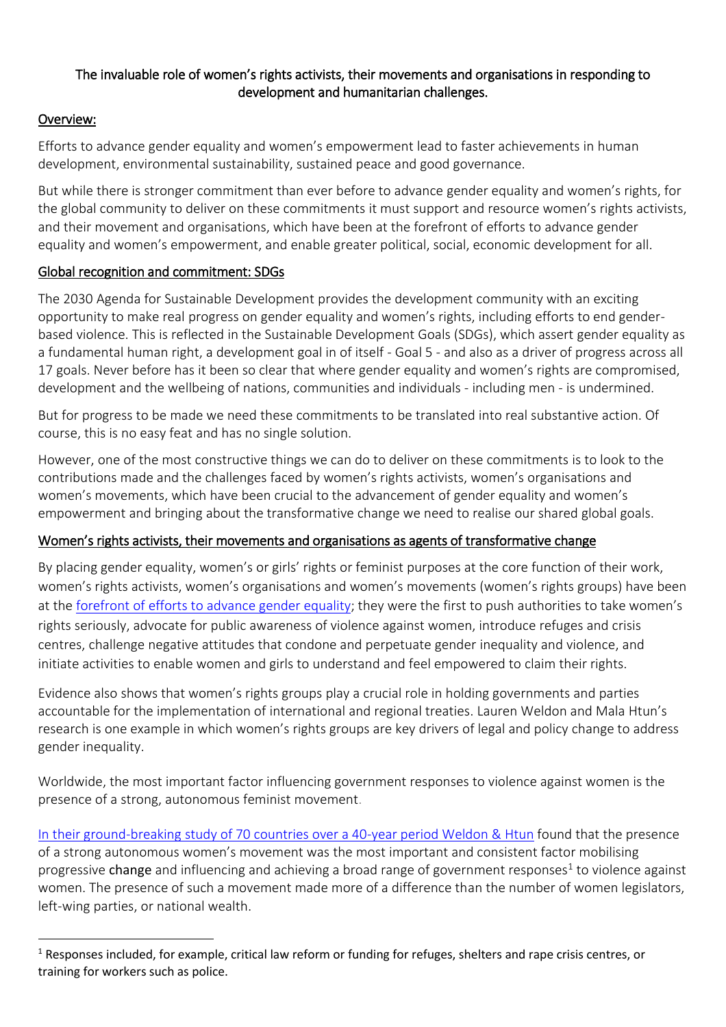# The invaluable role of women's rights activists, their movements and organisations in responding to development and humanitarian challenges.

## Overview:

Efforts to advance gender equality and women's empowerment lead to faster achievements in human development, environmental sustainability, sustained peace and good governance.

But while there is stronger commitment than ever before to advance gender equality and women's rights, for the global community to deliver on these commitments it must support and resource women's rights activists, and their movement and organisations, which have been at the forefront of efforts to advance gender equality and women's empowerment, and enable greater political, social, economic development for all.

## Global recognition and commitment: SDGs

The 2030 Agenda for Sustainable Development provides the development community with an exciting opportunity to make real progress on gender equality and women's rights, including efforts to end gender-based violence. This is reflected in the Sustainable Development Goals (SDGs), which assert gender equality as a fundamental human right, a development goal in of itself - Goal 5 - and also as a driver of progress across all 17 goals. Never before has it been so clear that where gender equality and women's rights are compromised, development and the wellbeing of nations, communities and individuals - including men - is undermined.

But for progress to be made we need these commitments to be translated into real substantive action. Of course, this is no easy feat and has no single solution.

However, one of the most constructive things we can do to deliver on these commitments is to look to the contributions made and the challenges faced by women's rights activists, women's organisations and women's movements, which have been crucial to the advancement of gender equality and women's empowerment and bringing about the transformative change we need to realise our shared global goals.

## Women's rights activists, their movements and organisations as agents of transformative change

By placing gender equality, women's or girls' rights or feminist purposes at the core function of their work, women's rights activists, women's organisations and women's movements (women's rights groups) have been at the forefront of efforts to advance gender equality; they were the first to push authorities to take women's rights seriously, advocate for public awareness of violence against women, introduce refuges and crisis centres, challenge negative attitudes that condone and perpetuate gender inequality and violence, and initiate activities to enable women and girls to understand and feel empowered to claim their rights.

Evidence also shows that women's rights groups play a crucial role in holding governments and parties accountable for the implementation of international and regional treaties. Lauren Weldon and Mala Htun's research is one example in which women's rights groups are key drivers of legal and policy change to address gender inequality.

Worldwide, the most important factor influencing government responses to violence against women is the presence of a strong, autonomous feminist movement.

In their ground-breaking study of 70 countries over a 40-year period Weldon & Htun found that the presence of a strong autonomous women's movement was the most important and consistent factor mobilising progressive change and influencing and achieving a broad range of government responses[1] to violence against women. The presence of such a movement made more of a difference than the number of women legislators, left-wing parties, or national wealth.

[1] Responses included, for example, critical law reform or funding for refuges, shelters and rape crisis centres, or training for workers such as police.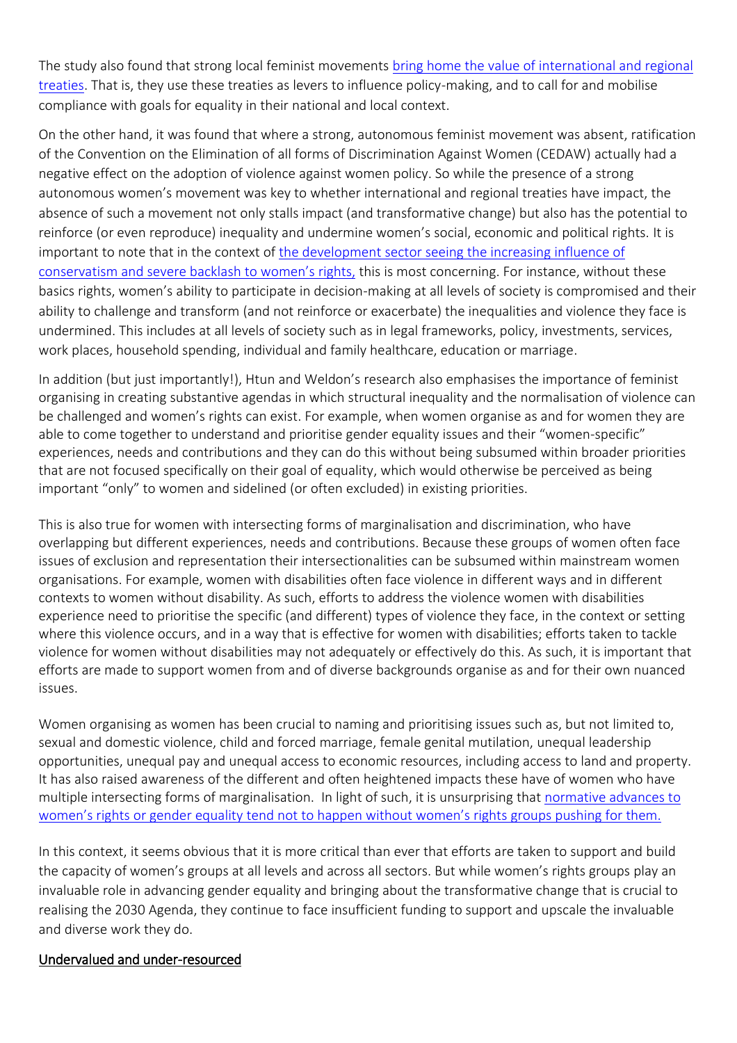The study also found that strong local feminist movements bring home the value of international and regional treaties. That is, they use these treaties as levers to influence policy-making, and to call for and mobilise compliance with goals for equality in their national and local context.

On the other hand, it was found that where a strong, autonomous feminist movement was absent, ratification of the Convention on the Elimination of all forms of Discrimination Against Women (CEDAW) actually had a negative effect on the adoption of violence against women policy. So while the presence of a strong autonomous women's movement was key to whether international and regional treaties have impact, the absence of such a movement not only stalls impact (and transformative change) but also has the potential to reinforce (or even reproduce) inequality and undermine women's social, economic and political rights. It is important to note that in the context of the development sector seeing the increasing influence of conservatism and severe backlash to women's rights, this is most concerning. For instance, without these basics rights, women's ability to participate in decision-making at all levels of society is compromised and their ability to challenge and transform (and not reinforce or exacerbate) the inequalities and violence they face is undermined. This includes at all levels of society such as in legal frameworks, policy, investments, services, work places, household spending, individual and family healthcare, education or marriage.

In addition (but just importantly!), Htun and Weldon's research also emphasises the importance of feminist organising in creating substantive agendas in which structural inequality and the normalisation of violence can be challenged and women's rights can exist. For example, when women organise as and for women they are able to come together to understand and prioritise gender equality issues and their "women-specific" experiences, needs and contributions and they can do this without being subsumed within broader priorities that are not focused specifically on their goal of equality, which would otherwise be perceived as being important "only" to women and sidelined (or often excluded) in existing priorities.

This is also true for women with intersecting forms of marginalisation and discrimination, who have overlapping but different experiences, needs and contributions. Because these groups of women often face issues of exclusion and representation their intersectionalities can be subsumed within mainstream women organisations. For example, women with disabilities often face violence in different ways and in different contexts to women without disability. As such, efforts to address the violence women with disabilities experience need to prioritise the specific (and different) types of violence they face, in the context or setting where this violence occurs, and in a way that is effective for women with disabilities; efforts taken to tackle violence for women without disabilities may not adequately or effectively do this. As such, it is important that efforts are made to support women from and of diverse backgrounds organise as and for their own nuanced issues.

Women organising as women has been crucial to naming and prioritising issues such as, but not limited to, sexual and domestic violence, child and forced marriage, female genital mutilation, unequal leadership opportunities, unequal pay and unequal access to economic resources, including access to land and property. It has also raised awareness of the different and often heightened impacts these have of women who have multiple intersecting forms of marginalisation. In light of such, it is unsurprising that normative advances to women's rights or gender equality tend not to happen without women's rights groups pushing for them.

In this context, it seems obvious that it is more critical than ever that efforts are taken to support and build the capacity of women's groups at all levels and across all sectors. But while women's rights groups play an invaluable role in advancing gender equality and bringing about the transformative change that is crucial to realising the 2030 Agenda, they continue to face insufficient funding to support and upscale the invaluable and diverse work they do.

## Undervalued and under-resourced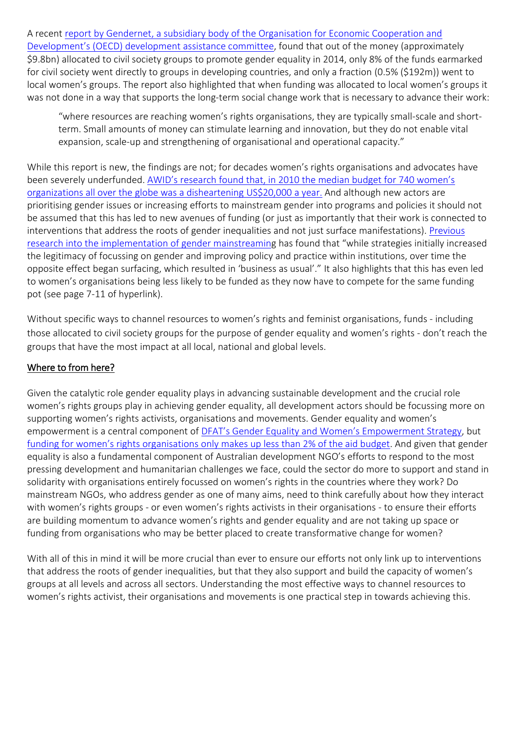A recent [report by Gendernet, a subsidiary body of the Organisation for Economic Cooperation and Development's (OECD) development assistance committee](), found that out of the money (approximately $9.8bn) allocated to civil society groups to promote gender equality in 2014, only 8% of the funds earmarked for civil society went directly to groups in developing countries, and only a fraction (0.5% ($192m)) went to local women's groups. The report also highlighted that when funding was allocated to local women's groups it was not done in a way that supports the long-term social change work that is necessary to advance their work:

> "where resources are reaching women's rights organisations, they are typically small-scale and short-term. Small amounts of money can stimulate learning and innovation, but they do not enable vital expansion, scale-up and strengthening of organisational and operational capacity."

While this report is new, the findings are not; for decades women's rights organisations and advocates have been severely underfunded. AWID's research found that, in 2010 the median budget for 740 women's organizations all over the globe was a disheartening US$20,000 a year. And although new actors are prioritising gender issues or increasing efforts to mainstream gender into programs and policies it should not be assumed that this has led to new avenues of funding (or just as importantly that their work is connected to interventions that address the roots of gender inequalities and not just surface manifestations). Previous research into the implementation of gender mainstreaming has found that "while strategies initially increased the legitimacy of focussing on gender and improving policy and practice within institutions, over time the opposite effect began surfacing, which resulted in 'business as usual'." It also highlights that this has even led to women's organisations being less likely to be funded as they now have to compete for the same funding pot (see page 7-11 of hyperlink).

Without specific ways to channel resources to women's rights and feminist organisations, funds - including those allocated to civil society groups for the purpose of gender equality and women's rights - don't reach the groups that have the most impact at all local, national and global levels.

## Where to from here?

Given the catalytic role gender equality plays in advancing sustainable development and the crucial role women's rights groups play in achieving gender equality, all development actors should be focussing more on supporting women's rights activists, organisations and movements. Gender equality and women's empowerment is a central component of DFAT's Gender Equality and Women's Empowerment Strategy, but funding for women's rights organisations only makes up less than 2% of the aid budget. And given that gender equality is also a fundamental component of Australian development NGO's efforts to respond to the most pressing development and humanitarian challenges we face, could the sector do more to support and stand in solidarity with organisations entirely focussed on women's rights in the countries where they work? Do mainstream NGOs, who address gender as one of many aims, need to think carefully about how they interact with women's rights groups - or even women's rights activists in their organisations - to ensure their efforts are building momentum to advance women's rights and gender equality and are not taking up space or funding from organisations who may be better placed to create transformative change for women?

With all of this in mind it will be more crucial than ever to ensure our efforts not only link up to interventions that address the roots of gender inequalities, but that they also support and build the capacity of women's groups at all levels and across all sectors. Understanding the most effective ways to channel resources to women's rights activist, their organisations and movements is one practical step in towards achieving this.